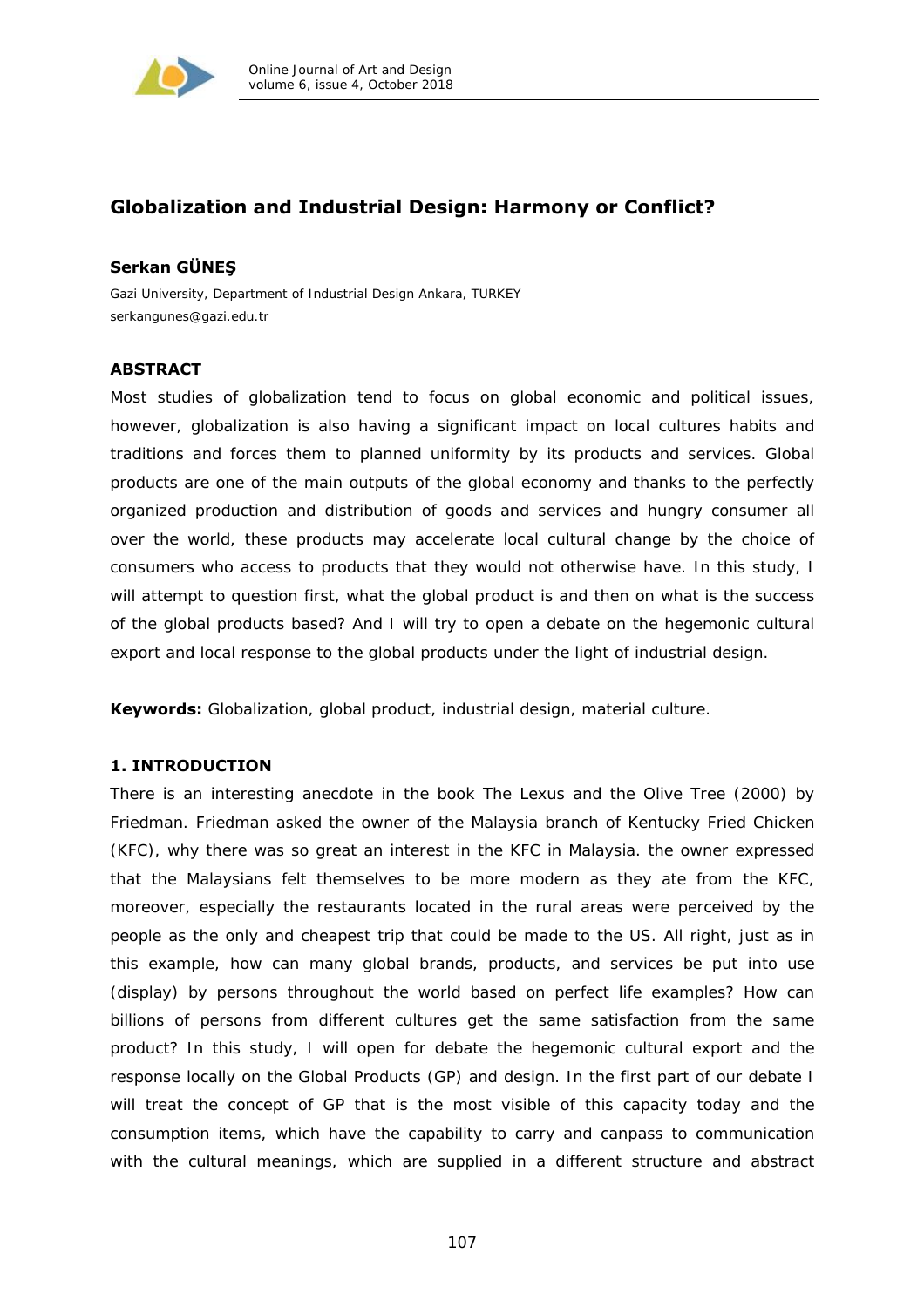# Globalization and Industrial Design: Harmony or Conflict?

**Serkan GÜNEŞ**

Gazi University, Department of Industrial Design Ankara, TURKEY
serkangunes@gazi.edu.tr

## ABSTRACT

Most studies of globalization tend to focus on global economic and political issues, however, globalization is also having a significant impact on local cultures habits and traditions and forces them to planned uniformity by its products and services. Global products are one of the main outputs of the global economy and thanks to the perfectly organized production and distribution of goods and services and hungry consumer all over the world, these products may accelerate local cultural change by the choice of consumers who access to products that they would not otherwise have. In this study, I will attempt to question first, what the global product is and then on what is the success of the global products based? And I will try to open a debate on the hegemonic cultural export and local response to the global products under the light of industrial design.

**Keywords:** Globalization, global product, industrial design, material culture.

## 1. INTRODUCTION

There is an interesting anecdote in the book The Lexus and the Olive Tree (2000) by Friedman. Friedman asked the owner of the Malaysia branch of Kentucky Fried Chicken (KFC), why there was so great an interest in the KFC in Malaysia. the owner expressed that the Malaysians felt themselves to be more modern as they ate from the KFC, moreover, especially the restaurants located in the rural areas were perceived by the people as the only and cheapest trip that could be made to the US. All right, just as in this example, how can many global brands, products, and services be put into use (display) by persons throughout the world based on perfect life examples? How can billions of persons from different cultures get the same satisfaction from the same product? In this study, I will open for debate the hegemonic cultural export and the response locally on the Global Products (GP) and design. In the first part of our debate I will treat the concept of GP that is the most visible of this capacity today and the consumption items, which have the capability to carry and canpass to communication with the cultural meanings, which are supplied in a different structure and abstract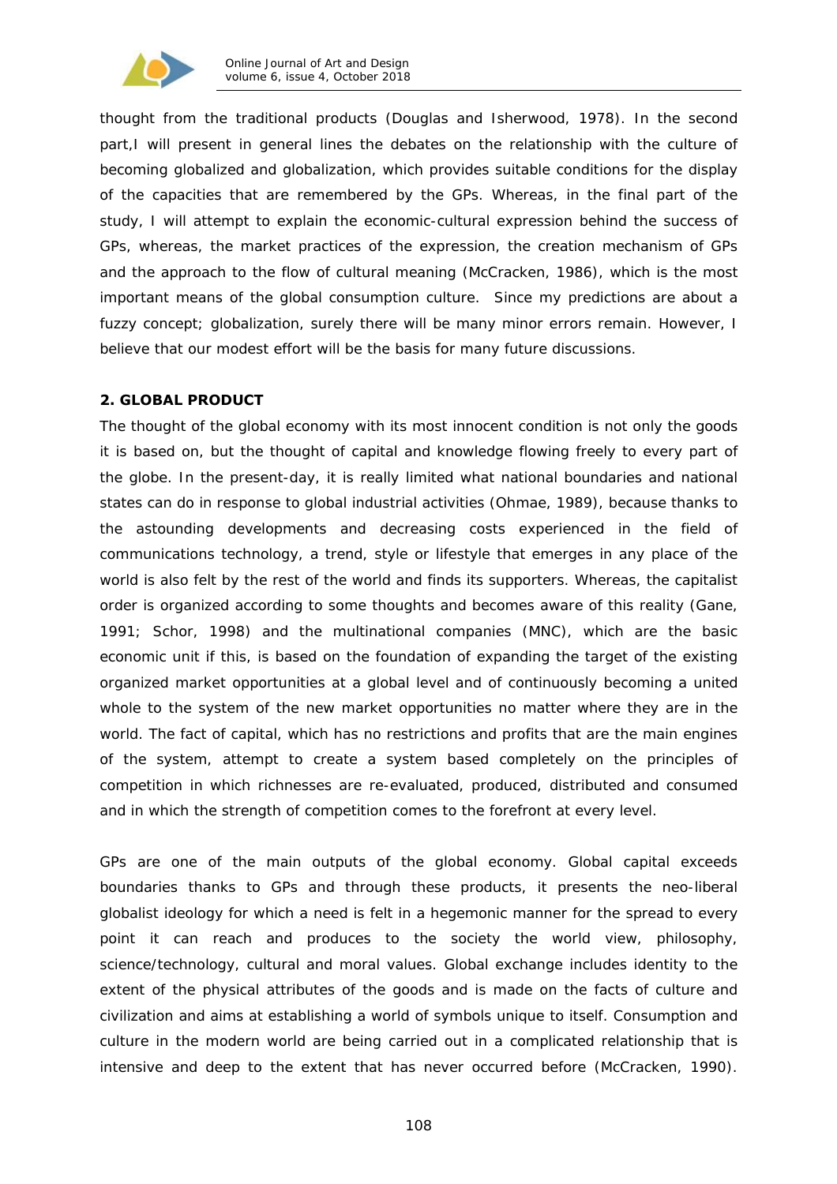thought from the traditional products (Douglas and Isherwood, 1978). In the second part,I will present in general lines the debates on the relationship with the culture of becoming globalized and globalization, which provides suitable conditions for the display of the capacities that are remembered by the GPs. Whereas, in the final part of the study, I will attempt to explain the economic-cultural expression behind the success of GPs, whereas, the market practices of the expression, the creation mechanism of GPs and the approach to the flow of cultural meaning (McCracken, 1986), which is the most important means of the global consumption culture. Since my predictions are about a fuzzy concept; globalization, surely there will be many minor errors remain. However, I believe that our modest effort will be the basis for many future discussions.

## 2. GLOBAL PRODUCT

The thought of the global economy with its most innocent condition is not only the goods it is based on, but the thought of capital and knowledge flowing freely to every part of the globe. In the present-day, it is really limited what national boundaries and national states can do in response to global industrial activities (Ohmae, 1989), because thanks to the astounding developments and decreasing costs experienced in the field of communications technology, a trend, style or lifestyle that emerges in any place of the world is also felt by the rest of the world and finds its supporters. Whereas, the capitalist order is organized according to some thoughts and becomes aware of this reality (Gane, 1991; Schor, 1998) and the multinational companies (MNC), which are the basic economic unit if this, is based on the foundation of expanding the target of the existing organized market opportunities at a global level and of continuously becoming a united whole to the system of the new market opportunities no matter where they are in the world. The fact of capital, which has no restrictions and profits that are the main engines of the system, attempt to create a system based completely on the principles of competition in which richnesses are re-evaluated, produced, distributed and consumed and in which the strength of competition comes to the forefront at every level.

GPs are one of the main outputs of the global economy. Global capital exceeds boundaries thanks to GPs and through these products, it presents the neo-liberal globalist ideology for which a need is felt in a hegemonic manner for the spread to every point it can reach and produces to the society the world view, philosophy, science/technology, cultural and moral values. Global exchange includes identity to the extent of the physical attributes of the goods and is made on the facts of culture and civilization and aims at establishing a world of symbols unique to itself. Consumption and culture in the modern world are being carried out in a complicated relationship that is intensive and deep to the extent that has never occurred before (McCracken, 1990).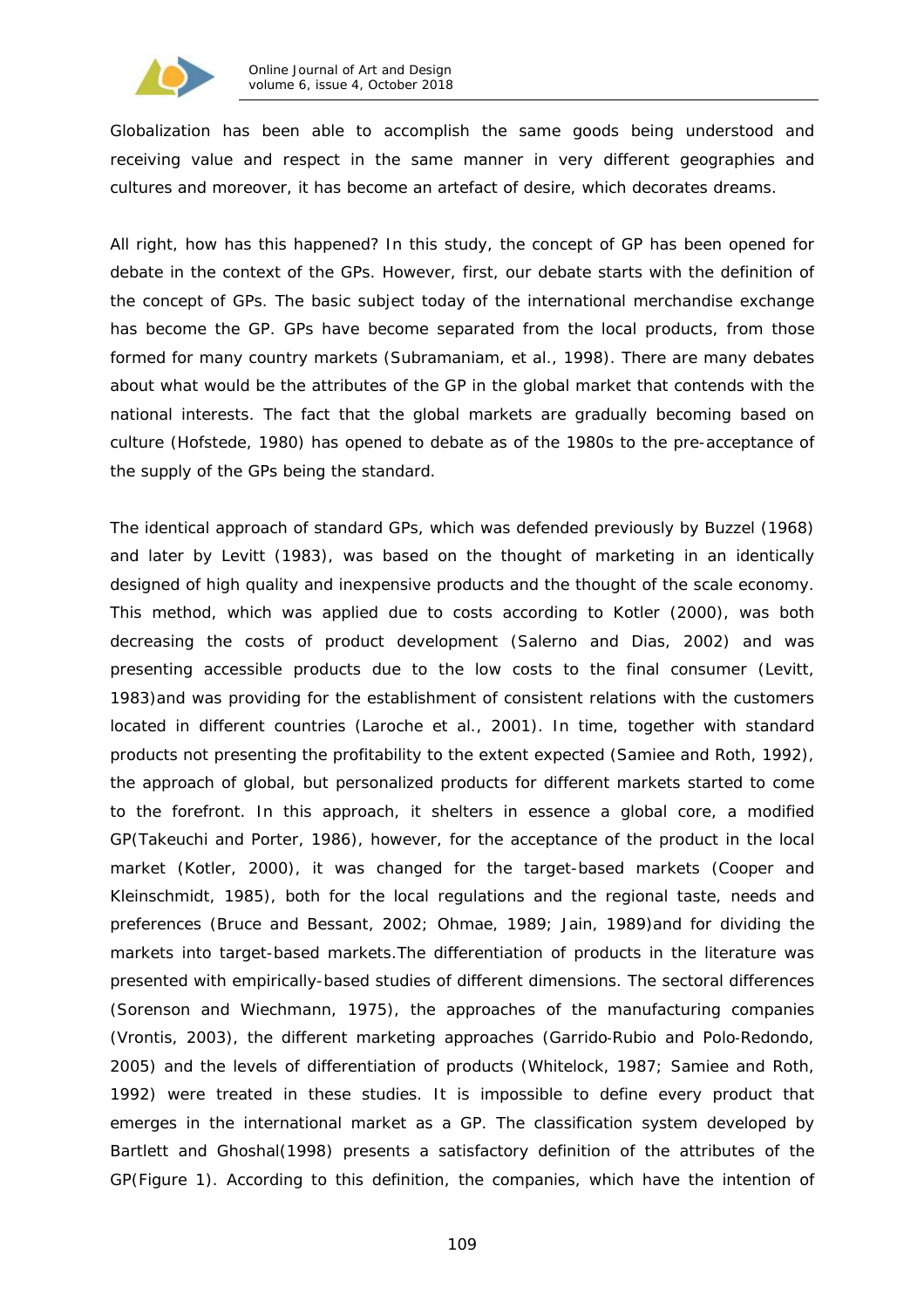Globalization has been able to accomplish the same goods being understood and receiving value and respect in the same manner in very different geographies and cultures and moreover, it has become an artefact of desire, which decorates dreams.

All right, how has this happened? In this study, the concept of GP has been opened for debate in the context of the GPs. However, first, our debate starts with the definition of the concept of GPs. The basic subject today of the international merchandise exchange has become the GP. GPs have become separated from the local products, from those formed for many country markets (Subramaniam, et al., 1998). There are many debates about what would be the attributes of the GP in the global market that contends with the national interests. The fact that the global markets are gradually becoming based on culture (Hofstede, 1980) has opened to debate as of the 1980s to the pre-acceptance of the supply of the GPs being the standard.

The identical approach of standard GPs, which was defended previously by Buzzel (1968) and later by Levitt (1983), was based on the thought of marketing in an identically designed of high quality and inexpensive products and the thought of the scale economy. This method, which was applied due to costs according to Kotler (2000), was both decreasing the costs of product development (Salerno and Dias, 2002) and was presenting accessible products due to the low costs to the final consumer (Levitt, 1983)and was providing for the establishment of consistent relations with the customers located in different countries (Laroche et al., 2001). In time, together with standard products not presenting the profitability to the extent expected (Samiee and Roth, 1992), the approach of global, but personalized products for different markets started to come to the forefront. In this approach, it shelters in essence a global core, a modified GP(Takeuchi and Porter, 1986), however, for the acceptance of the product in the local market (Kotler, 2000), it was changed for the target-based markets (Cooper and Kleinschmidt, 1985), both for the local regulations and the regional taste, needs and preferences (Bruce and Bessant, 2002; Ohmae, 1989; Jain, 1989)and for dividing the markets into target-based markets.The differentiation of products in the literature was presented with empirically-based studies of different dimensions. The sectoral differences (Sorenson and Wiechmann, 1975), the approaches of the manufacturing companies (Vrontis, 2003), the different marketing approaches (Garrido-Rubio and Polo-Redondo, 2005) and the levels of differentiation of products (Whitelock, 1987; Samiee and Roth, 1992) were treated in these studies. It is impossible to define every product that emerges in the international market as a GP. The classification system developed by Bartlett and Ghoshal(1998) presents a satisfactory definition of the attributes of the GP(Figure 1). According to this definition, the companies, which have the intention of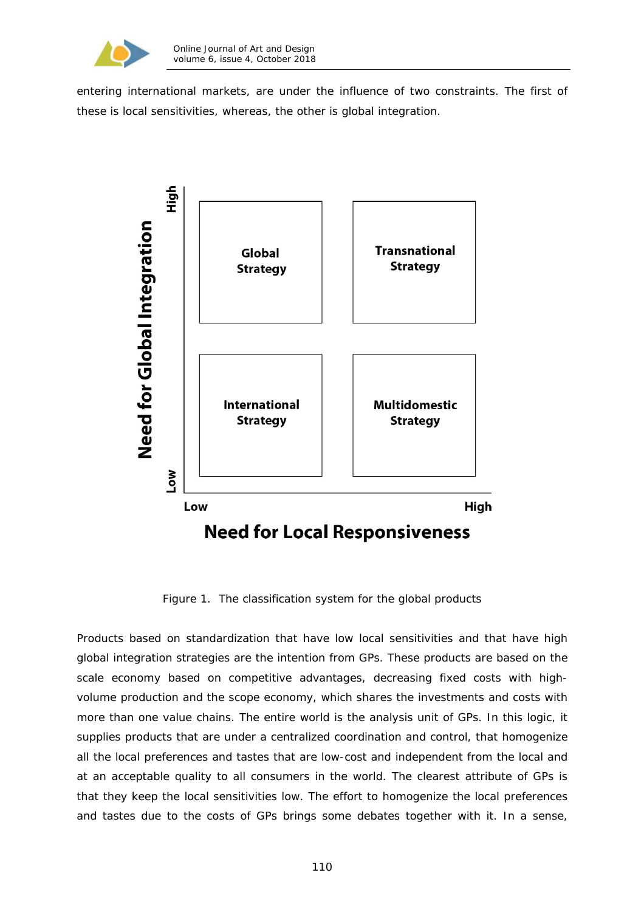entering international markets, are under the influence of two constraints. The first of these is local sensitivities, whereas, the other is global integration.

| Need for Global Integration ↓ / Need for Local Responsiveness → | Low | High |
|---|---|---|
| High | Global Strategy | Transnational Strategy |
| Low | International Strategy | Multidomestic Strategy |

Figure 1. The classification system for the global products

Products based on standardization that have low local sensitivities and that have high global integration strategies are the intention from GPs. These products are based on the scale economy based on competitive advantages, decreasing fixed costs with high-volume production and the scope economy, which shares the investments and costs with more than one value chains. The entire world is the analysis unit of GPs. In this logic, it supplies products that are under a centralized coordination and control, that homogenize all the local preferences and tastes that are low-cost and independent from the local and at an acceptable quality to all consumers in the world. The clearest attribute of GPs is that they keep the local sensitivities low. The effort to homogenize the local preferences and tastes due to the costs of GPs brings some debates together with it. In a sense,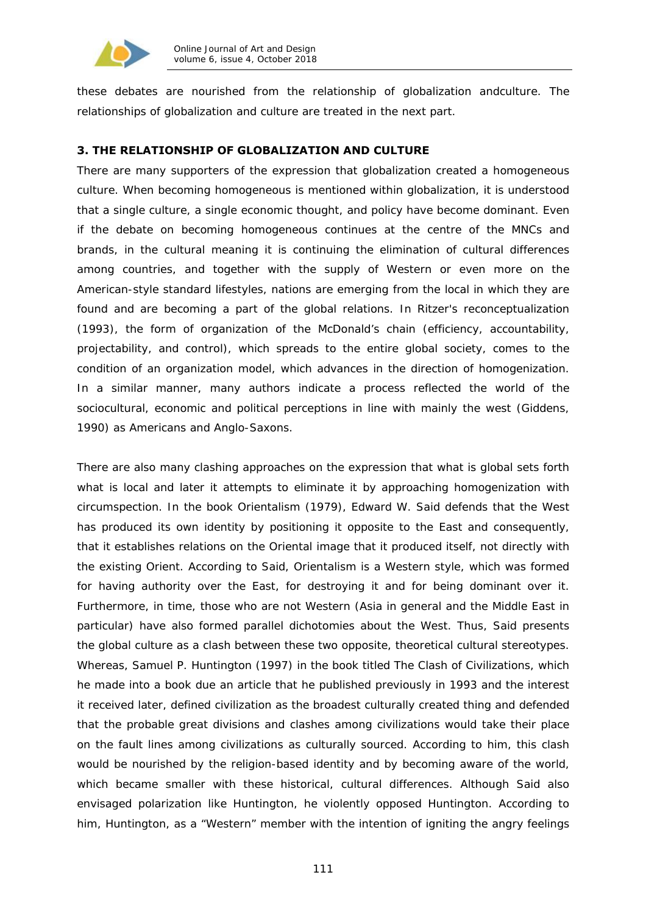these debates are nourished from the relationship of globalization andculture. The relationships of globalization and culture are treated in the next part.

## 3. THE RELATIONSHIP OF GLOBALIZATION AND CULTURE

There are many supporters of the expression that globalization created a homogeneous culture. When becoming homogeneous is mentioned within globalization, it is understood that a single culture, a single economic thought, and policy have become dominant. Even if the debate on becoming homogeneous continues at the centre of the MNCs and brands, in the cultural meaning it is continuing the elimination of cultural differences among countries, and together with the supply of Western or even more on the American-style standard lifestyles, nations are emerging from the local in which they are found and are becoming a part of the global relations. In Ritzer's reconceptualization (1993), the form of organization of the McDonald's chain (efficiency, accountability, projectability, and control), which spreads to the entire global society, comes to the condition of an organization model, which advances in the direction of homogenization. In a similar manner, many authors indicate a process reflected the world of the sociocultural, economic and political perceptions in line with mainly the west (Giddens, 1990) as Americans and Anglo-Saxons.

There are also many clashing approaches on the expression that what is global sets forth what is local and later it attempts to eliminate it by approaching homogenization with circumspection. In the book Orientalism (1979), Edward W. Said defends that the West has produced its own identity by positioning it opposite to the East and consequently, that it establishes relations on the Oriental image that it produced itself, not directly with the existing Orient. According to Said, Orientalism is a Western style, which was formed for having authority over the East, for destroying it and for being dominant over it. Furthermore, in time, those who are not Western (Asia in general and the Middle East in particular) have also formed parallel dichotomies about the West. Thus, Said presents the global culture as a clash between these two opposite, theoretical cultural stereotypes. Whereas, Samuel P. Huntington (1997) in the book titled The Clash of Civilizations, which he made into a book due an article that he published previously in 1993 and the interest it received later, defined civilization as the broadest culturally created thing and defended that the probable great divisions and clashes among civilizations would take their place on the fault lines among civilizations as culturally sourced. According to him, this clash would be nourished by the religion-based identity and by becoming aware of the world, which became smaller with these historical, cultural differences. Although Said also envisaged polarization like Huntington, he violently opposed Huntington. According to him, Huntington, as a "Western" member with the intention of igniting the angry feelings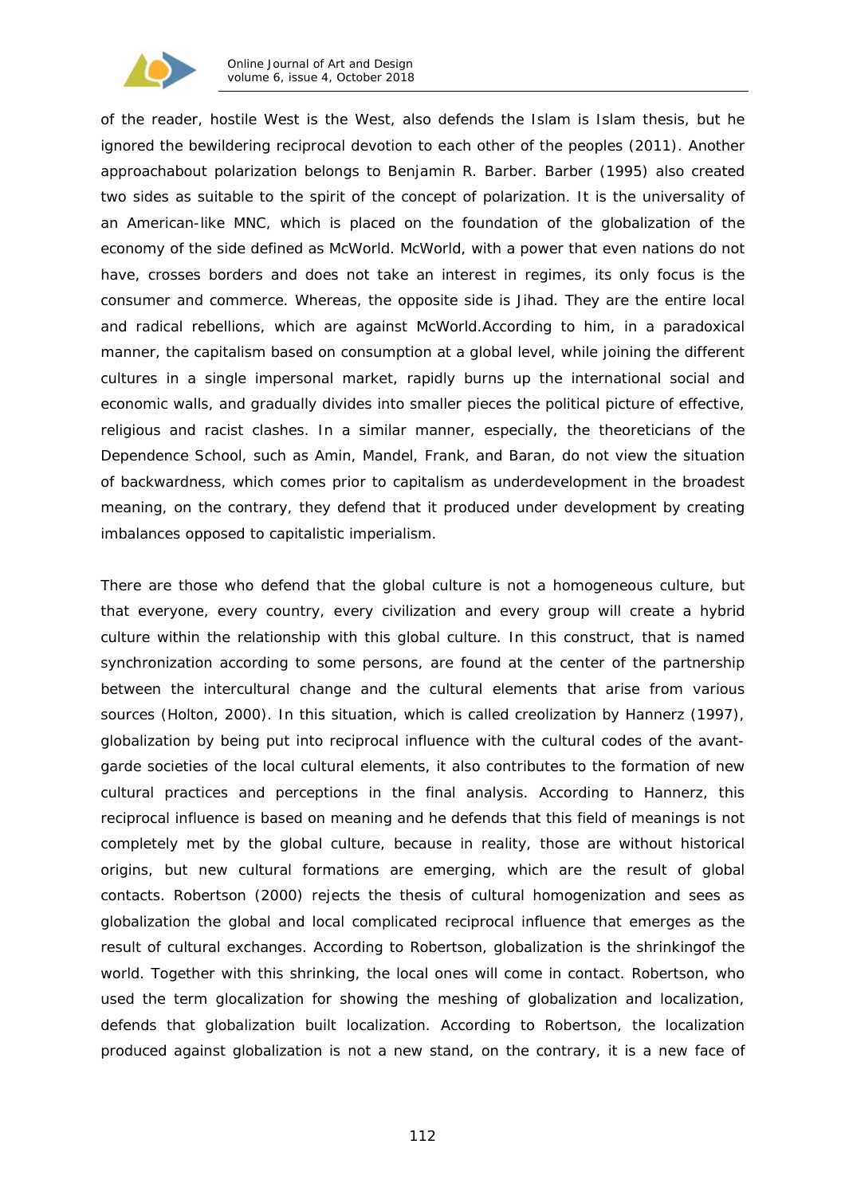of the reader, hostile West is the West, also defends the Islam is Islam thesis, but he ignored the bewildering reciprocal devotion to each other of the peoples (2011). Another approachabout polarization belongs to Benjamin R. Barber. Barber (1995) also created two sides as suitable to the spirit of the concept of polarization. It is the universality of an American-like MNC, which is placed on the foundation of the globalization of the economy of the side defined as McWorld. McWorld, with a power that even nations do not have, crosses borders and does not take an interest in regimes, its only focus is the consumer and commerce. Whereas, the opposite side is Jihad. They are the entire local and radical rebellions, which are against McWorld.According to him, in a paradoxical manner, the capitalism based on consumption at a global level, while joining the different cultures in a single impersonal market, rapidly burns up the international social and economic walls, and gradually divides into smaller pieces the political picture of effective, religious and racist clashes. In a similar manner, especially, the theoreticians of the Dependence School, such as Amin, Mandel, Frank, and Baran, do not view the situation of backwardness, which comes prior to capitalism as underdevelopment in the broadest meaning, on the contrary, they defend that it produced under development by creating imbalances opposed to capitalistic imperialism.

There are those who defend that the global culture is not a homogeneous culture, but that everyone, every country, every civilization and every group will create a hybrid culture within the relationship with this global culture. In this construct, that is named synchronization according to some persons, are found at the center of the partnership between the intercultural change and the cultural elements that arise from various sources (Holton, 2000). In this situation, which is called creolization by Hannerz (1997), globalization by being put into reciprocal influence with the cultural codes of the avant-garde societies of the local cultural elements, it also contributes to the formation of new cultural practices and perceptions in the final analysis. According to Hannerz, this reciprocal influence is based on meaning and he defends that this field of meanings is not completely met by the global culture, because in reality, those are without historical origins, but new cultural formations are emerging, which are the result of global contacts. Robertson (2000) rejects the thesis of cultural homogenization and sees as globalization the global and local complicated reciprocal influence that emerges as the result of cultural exchanges. According to Robertson, globalization is the shrinkingof the world. Together with this shrinking, the local ones will come in contact. Robertson, who used the term glocalization for showing the meshing of globalization and localization, defends that globalization built localization. According to Robertson, the localization produced against globalization is not a new stand, on the contrary, it is a new face of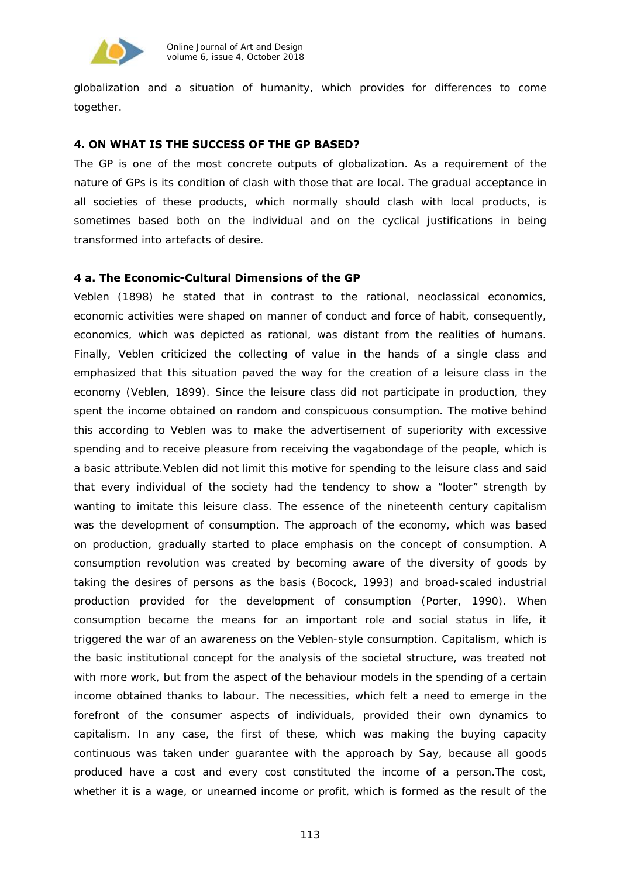globalization and a situation of humanity, which provides for differences to come together.

### 4. ON WHAT IS THE SUCCESS OF THE GP BASED?

The GP is one of the most concrete outputs of globalization. As a requirement of the nature of GPs is its condition of clash with those that are local. The gradual acceptance in all societies of these products, which normally should clash with local products, is sometimes based both on the individual and on the cyclical justifications in being transformed into artefacts of desire.

#### 4 a. The Economic-Cultural Dimensions of the GP

Veblen (1898) he stated that in contrast to the rational, neoclassical economics, economic activities were shaped on manner of conduct and force of habit, consequently, economics, which was depicted as rational, was distant from the realities of humans. Finally, Veblen criticized the collecting of value in the hands of a single class and emphasized that this situation paved the way for the creation of a leisure class in the economy (Veblen, 1899). Since the leisure class did not participate in production, they spent the income obtained on random and conspicuous consumption. The motive behind this according to Veblen was to make the advertisement of superiority with excessive spending and to receive pleasure from receiving the vagabondage of the people, which is a basic attribute.Veblen did not limit this motive for spending to the leisure class and said that every individual of the society had the tendency to show a "looter" strength by wanting to imitate this leisure class. The essence of the nineteenth century capitalism was the development of consumption. The approach of the economy, which was based on production, gradually started to place emphasis on the concept of consumption. A consumption revolution was created by becoming aware of the diversity of goods by taking the desires of persons as the basis (Bocock, 1993) and broad-scaled industrial production provided for the development of consumption (Porter, 1990). When consumption became the means for an important role and social status in life, it triggered the war of an awareness on the Veblen-style consumption. Capitalism, which is the basic institutional concept for the analysis of the societal structure, was treated not with more work, but from the aspect of the behaviour models in the spending of a certain income obtained thanks to labour. The necessities, which felt a need to emerge in the forefront of the consumer aspects of individuals, provided their own dynamics to capitalism. In any case, the first of these, which was making the buying capacity continuous was taken under guarantee with the approach by Say, because all goods produced have a cost and every cost constituted the income of a person.The cost, whether it is a wage, or unearned income or profit, which is formed as the result of the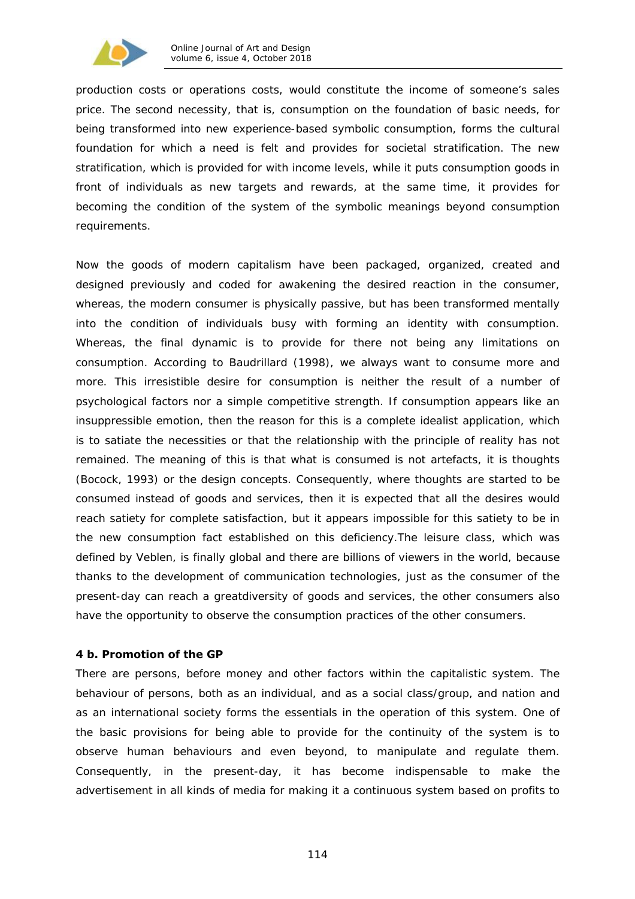production costs or operations costs, would constitute the income of someone's sales price. The second necessity, that is, consumption on the foundation of basic needs, for being transformed into new experience-based symbolic consumption, forms the cultural foundation for which a need is felt and provides for societal stratification. The new stratification, which is provided for with income levels, while it puts consumption goods in front of individuals as new targets and rewards, at the same time, it provides for becoming the condition of the system of the symbolic meanings beyond consumption requirements.

Now the goods of modern capitalism have been packaged, organized, created and designed previously and coded for awakening the desired reaction in the consumer, whereas, the modern consumer is physically passive, but has been transformed mentally into the condition of individuals busy with forming an identity with consumption. Whereas, the final dynamic is to provide for there not being any limitations on consumption. According to Baudrillard (1998), we always want to consume more and more. This irresistible desire for consumption is neither the result of a number of psychological factors nor a simple competitive strength. If consumption appears like an insuppressible emotion, then the reason for this is a complete idealist application, which is to satiate the necessities or that the relationship with the principle of reality has not remained. The meaning of this is that what is consumed is not artefacts, it is thoughts (Bocock, 1993) or the design concepts. Consequently, where thoughts are started to be consumed instead of goods and services, then it is expected that all the desires would reach satiety for complete satisfaction, but it appears impossible for this satiety to be in the new consumption fact established on this deficiency.The leisure class, which was defined by Veblen, is finally global and there are billions of viewers in the world, because thanks to the development of communication technologies, just as the consumer of the present-day can reach a greatdiversity of goods and services, the other consumers also have the opportunity to observe the consumption practices of the other consumers.

**4 b. Promotion of the GP**

There are persons, before money and other factors within the capitalistic system. The behaviour of persons, both as an individual, and as a social class/group, and nation and as an international society forms the essentials in the operation of this system. One of the basic provisions for being able to provide for the continuity of the system is to observe human behaviours and even beyond, to manipulate and regulate them. Consequently, in the present-day, it has become indispensable to make the advertisement in all kinds of media for making it a continuous system based on profits to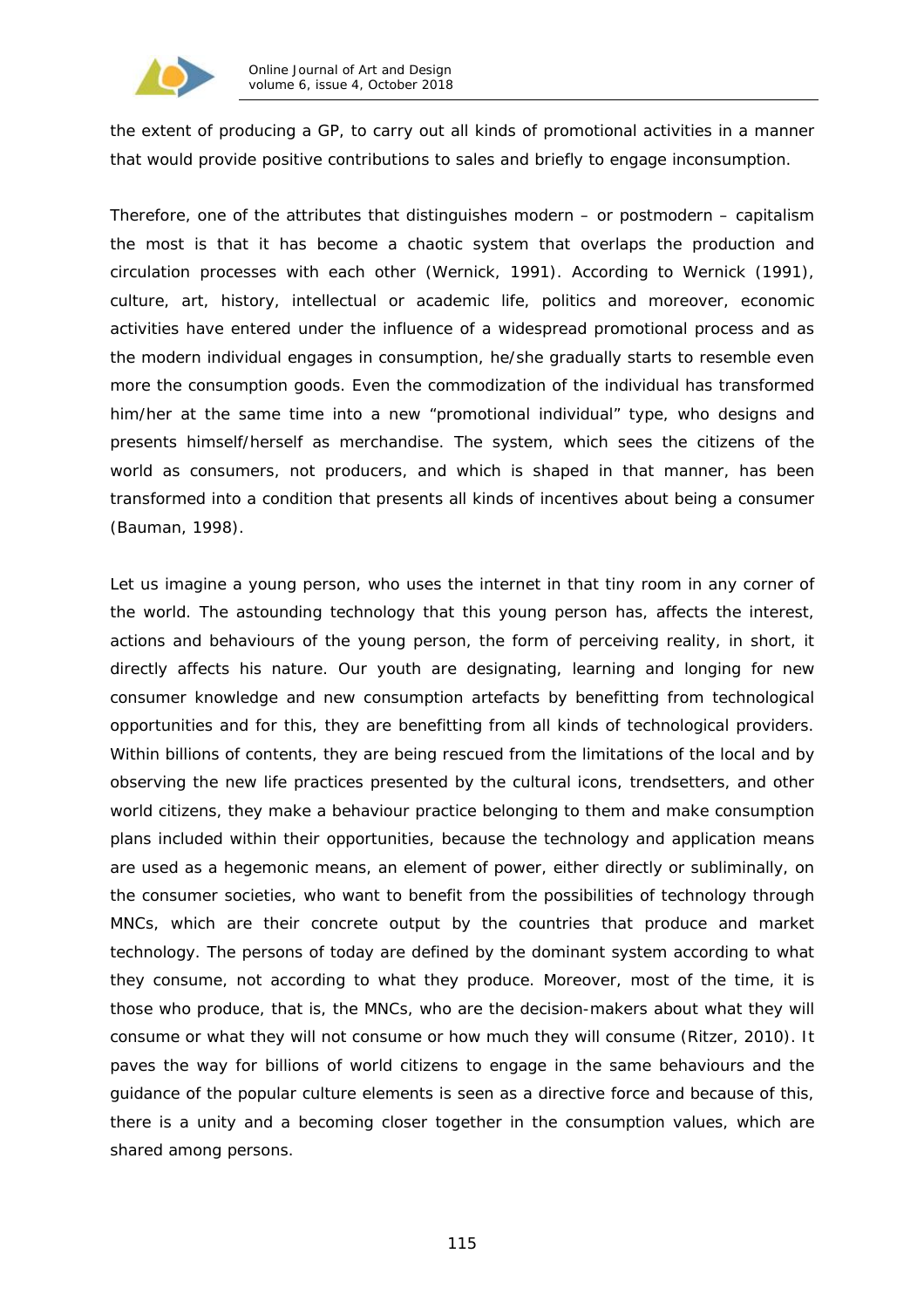the extent of producing a GP, to carry out all kinds of promotional activities in a manner that would provide positive contributions to sales and briefly to engage inconsumption.

Therefore, one of the attributes that distinguishes modern – or postmodern – capitalism the most is that it has become a chaotic system that overlaps the production and circulation processes with each other (Wernick, 1991). According to Wernick (1991), culture, art, history, intellectual or academic life, politics and moreover, economic activities have entered under the influence of a widespread promotional process and as the modern individual engages in consumption, he/she gradually starts to resemble even more the consumption goods. Even the commodization of the individual has transformed him/her at the same time into a new "promotional individual" type, who designs and presents himself/herself as merchandise. The system, which sees the citizens of the world as consumers, not producers, and which is shaped in that manner, has been transformed into a condition that presents all kinds of incentives about being a consumer (Bauman, 1998).

Let us imagine a young person, who uses the internet in that tiny room in any corner of the world. The astounding technology that this young person has, affects the interest, actions and behaviours of the young person, the form of perceiving reality, in short, it directly affects his nature. Our youth are designating, learning and longing for new consumer knowledge and new consumption artefacts by benefitting from technological opportunities and for this, they are benefitting from all kinds of technological providers. Within billions of contents, they are being rescued from the limitations of the local and by observing the new life practices presented by the cultural icons, trendsetters, and other world citizens, they make a behaviour practice belonging to them and make consumption plans included within their opportunities, because the technology and application means are used as a hegemonic means, an element of power, either directly or subliminally, on the consumer societies, who want to benefit from the possibilities of technology through MNCs, which are their concrete output by the countries that produce and market technology. The persons of today are defined by the dominant system according to what they consume, not according to what they produce. Moreover, most of the time, it is those who produce, that is, the MNCs, who are the decision-makers about what they will consume or what they will not consume or how much they will consume (Ritzer, 2010). It paves the way for billions of world citizens to engage in the same behaviours and the guidance of the popular culture elements is seen as a directive force and because of this, there is a unity and a becoming closer together in the consumption values, which are shared among persons.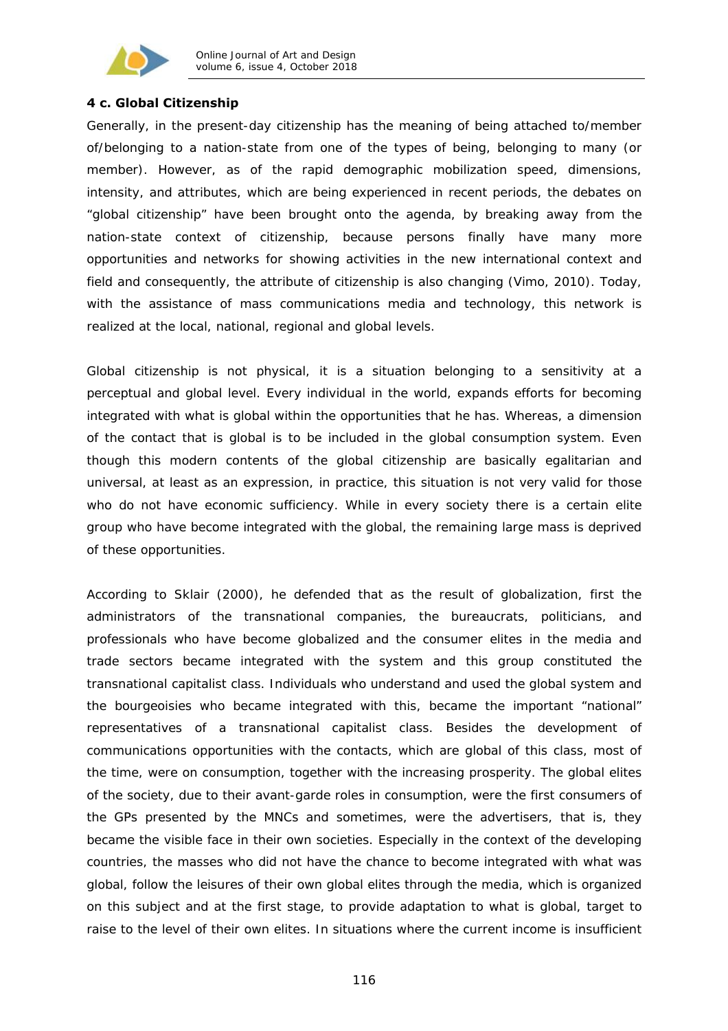#### 4 c. Global Citizenship

Generally, in the present-day citizenship has the meaning of being attached to/member of/belonging to a nation-state from one of the types of being, belonging to many (or member). However, as of the rapid demographic mobilization speed, dimensions, intensity, and attributes, which are being experienced in recent periods, the debates on "global citizenship" have been brought onto the agenda, by breaking away from the nation-state context of citizenship, because persons finally have many more opportunities and networks for showing activities in the new international context and field and consequently, the attribute of citizenship is also changing (Vimo, 2010). Today, with the assistance of mass communications media and technology, this network is realized at the local, national, regional and global levels.

Global citizenship is not physical, it is a situation belonging to a sensitivity at a perceptual and global level. Every individual in the world, expands efforts for becoming integrated with what is global within the opportunities that he has. Whereas, a dimension of the contact that is global is to be included in the global consumption system. Even though this modern contents of the global citizenship are basically egalitarian and universal, at least as an expression, in practice, this situation is not very valid for those who do not have economic sufficiency. While in every society there is a certain elite group who have become integrated with the global, the remaining large mass is deprived of these opportunities.

According to Sklair (2000), he defended that as the result of globalization, first the administrators of the transnational companies, the bureaucrats, politicians, and professionals who have become globalized and the consumer elites in the media and trade sectors became integrated with the system and this group constituted the transnational capitalist class. Individuals who understand and used the global system and the bourgeoisies who became integrated with this, became the important "national" representatives of a transnational capitalist class. Besides the development of communications opportunities with the contacts, which are global of this class, most of the time, were on consumption, together with the increasing prosperity. The global elites of the society, due to their avant-garde roles in consumption, were the first consumers of the GPs presented by the MNCs and sometimes, were the advertisers, that is, they became the visible face in their own societies. Especially in the context of the developing countries, the masses who did not have the chance to become integrated with what was global, follow the leisures of their own global elites through the media, which is organized on this subject and at the first stage, to provide adaptation to what is global, target to raise to the level of their own elites. In situations where the current income is insufficient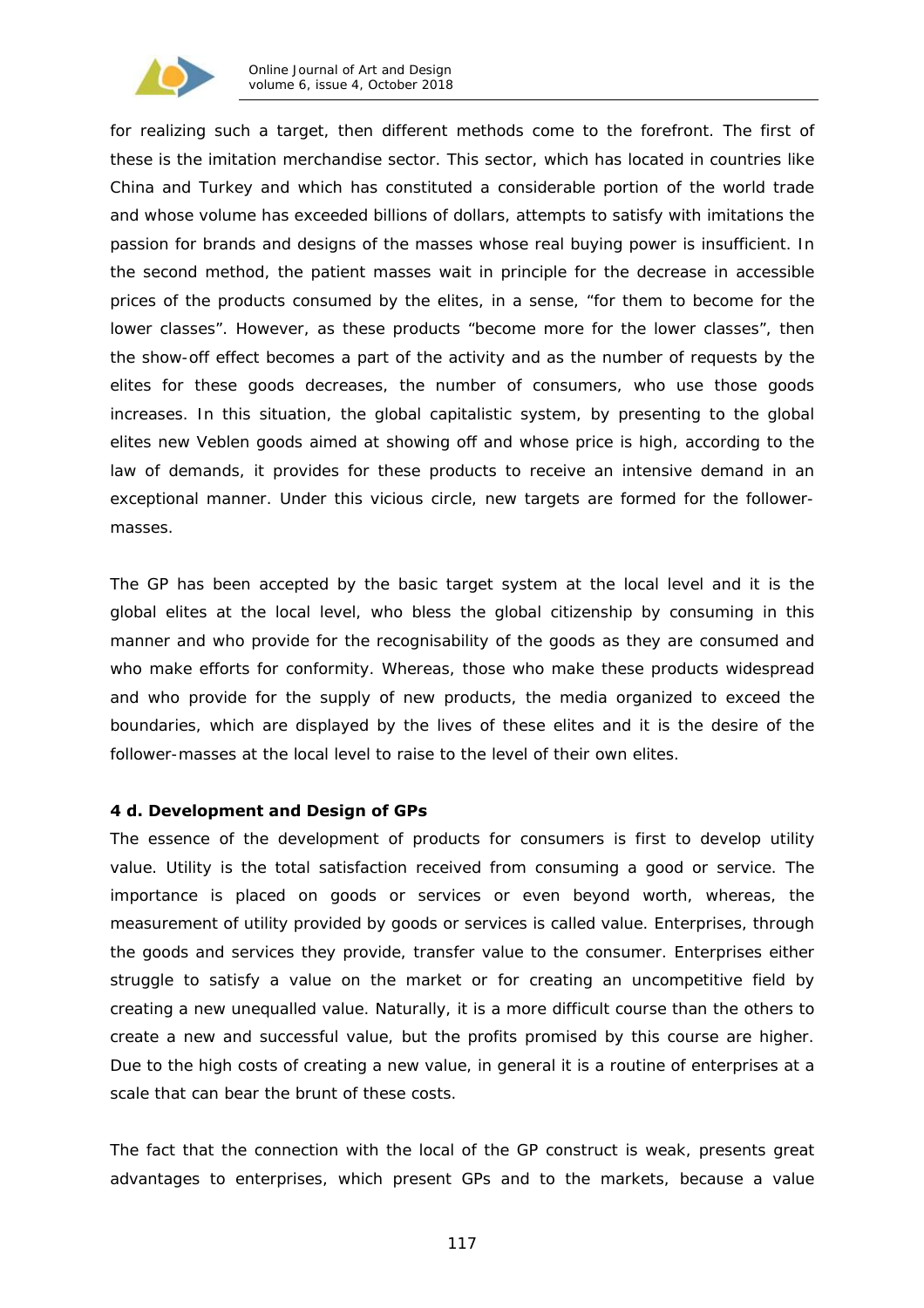for realizing such a target, then different methods come to the forefront. The first of these is the imitation merchandise sector. This sector, which has located in countries like China and Turkey and which has constituted a considerable portion of the world trade and whose volume has exceeded billions of dollars, attempts to satisfy with imitations the passion for brands and designs of the masses whose real buying power is insufficient. In the second method, the patient masses wait in principle for the decrease in accessible prices of the products consumed by the elites, in a sense, "for them to become for the lower classes". However, as these products "become more for the lower classes", then the show-off effect becomes a part of the activity and as the number of requests by the elites for these goods decreases, the number of consumers, who use those goods increases. In this situation, the global capitalistic system, by presenting to the global elites new Veblen goods aimed at showing off and whose price is high, according to the law of demands, it provides for these products to receive an intensive demand in an exceptional manner. Under this vicious circle, new targets are formed for the follower-masses.

The GP has been accepted by the basic target system at the local level and it is the global elites at the local level, who bless the global citizenship by consuming in this manner and who provide for the recognisability of the goods as they are consumed and who make efforts for conformity. Whereas, those who make these products widespread and who provide for the supply of new products, the media organized to exceed the boundaries, which are displayed by the lives of these elites and it is the desire of the follower-masses at the local level to raise to the level of their own elites.

**4 d. Development and Design of GPs**

The essence of the development of products for consumers is first to develop utility value. Utility is the total satisfaction received from consuming a good or service. The importance is placed on goods or services or even beyond worth, whereas, the measurement of utility provided by goods or services is called value. Enterprises, through the goods and services they provide, transfer value to the consumer. Enterprises either struggle to satisfy a value on the market or for creating an uncompetitive field by creating a new unequalled value. Naturally, it is a more difficult course than the others to create a new and successful value, but the profits promised by this course are higher. Due to the high costs of creating a new value, in general it is a routine of enterprises at a scale that can bear the brunt of these costs.

The fact that the connection with the local of the GP construct is weak, presents great advantages to enterprises, which present GPs and to the markets, because a value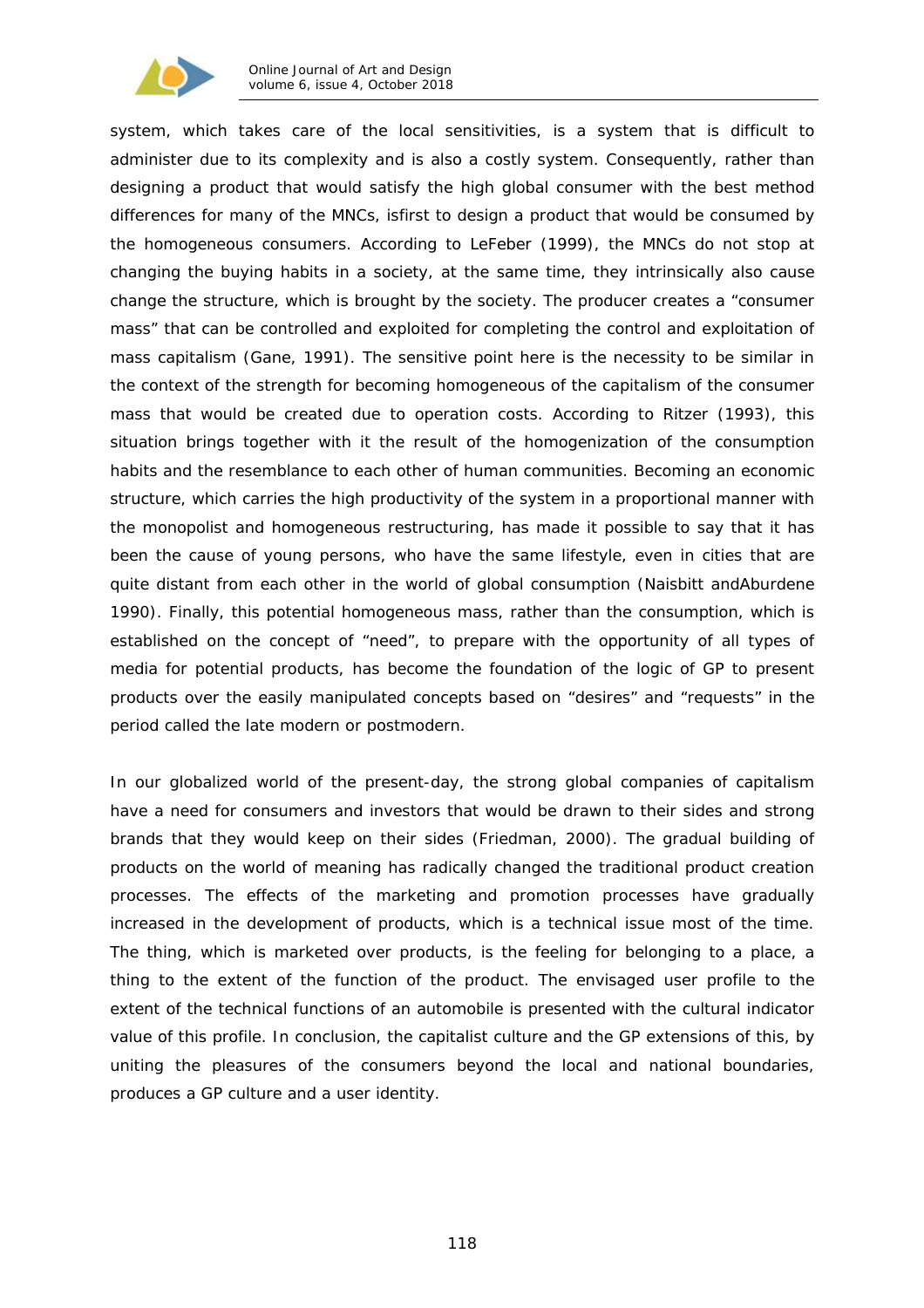system, which takes care of the local sensitivities, is a system that is difficult to administer due to its complexity and is also a costly system. Consequently, rather than designing a product that would satisfy the high global consumer with the best method differences for many of the MNCs, isfirst to design a product that would be consumed by the homogeneous consumers. According to LeFeber (1999), the MNCs do not stop at changing the buying habits in a society, at the same time, they intrinsically also cause change the structure, which is brought by the society. The producer creates a "consumer mass" that can be controlled and exploited for completing the control and exploitation of mass capitalism (Gane, 1991). The sensitive point here is the necessity to be similar in the context of the strength for becoming homogeneous of the capitalism of the consumer mass that would be created due to operation costs. According to Ritzer (1993), this situation brings together with it the result of the homogenization of the consumption habits and the resemblance to each other of human communities. Becoming an economic structure, which carries the high productivity of the system in a proportional manner with the monopolist and homogeneous restructuring, has made it possible to say that it has been the cause of young persons, who have the same lifestyle, even in cities that are quite distant from each other in the world of global consumption (Naisbitt andAburdene 1990). Finally, this potential homogeneous mass, rather than the consumption, which is established on the concept of "need", to prepare with the opportunity of all types of media for potential products, has become the foundation of the logic of GP to present products over the easily manipulated concepts based on "desires" and "requests" in the period called the late modern or postmodern.

In our globalized world of the present-day, the strong global companies of capitalism have a need for consumers and investors that would be drawn to their sides and strong brands that they would keep on their sides (Friedman, 2000). The gradual building of products on the world of meaning has radically changed the traditional product creation processes. The effects of the marketing and promotion processes have gradually increased in the development of products, which is a technical issue most of the time. The thing, which is marketed over products, is the feeling for belonging to a place, a thing to the extent of the function of the product. The envisaged user profile to the extent of the technical functions of an automobile is presented with the cultural indicator value of this profile. In conclusion, the capitalist culture and the GP extensions of this, by uniting the pleasures of the consumers beyond the local and national boundaries, produces a GP culture and a user identity.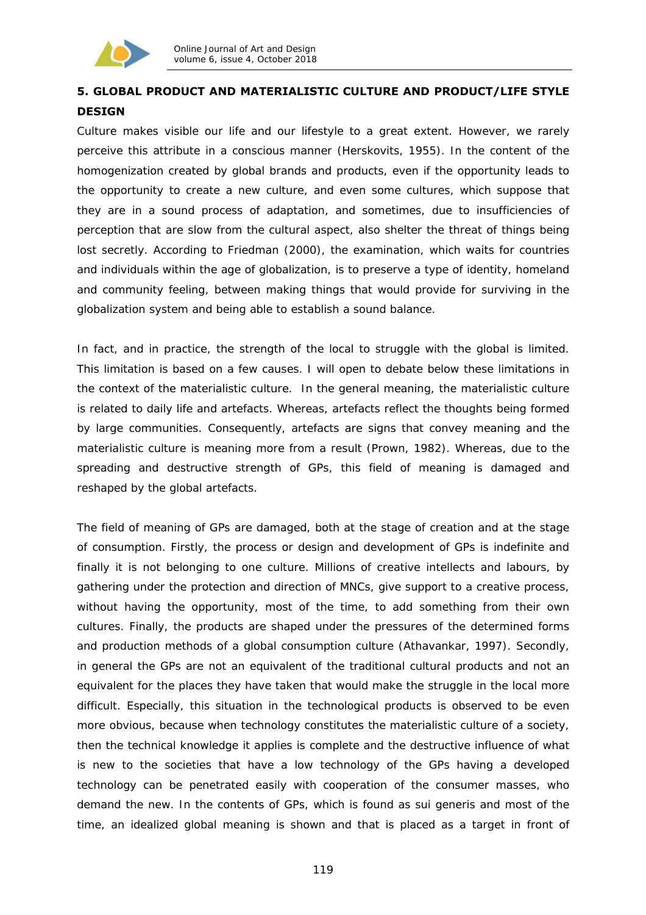## 5. GLOBAL PRODUCT AND MATERIALISTIC CULTURE AND PRODUCT/LIFE STYLE DESIGN

Culture makes visible our life and our lifestyle to a great extent. However, we rarely perceive this attribute in a conscious manner (Herskovits, 1955). In the content of the homogenization created by global brands and products, even if the opportunity leads to the opportunity to create a new culture, and even some cultures, which suppose that they are in a sound process of adaptation, and sometimes, due to insufficiencies of perception that are slow from the cultural aspect, also shelter the threat of things being lost secretly. According to Friedman (2000), the examination, which waits for countries and individuals within the age of globalization, is to preserve a type of identity, homeland and community feeling, between making things that would provide for surviving in the globalization system and being able to establish a sound balance.

In fact, and in practice, the strength of the local to struggle with the global is limited. This limitation is based on a few causes. I will open to debate below these limitations in the context of the materialistic culture. In the general meaning, the materialistic culture is related to daily life and artefacts. Whereas, artefacts reflect the thoughts being formed by large communities. Consequently, artefacts are signs that convey meaning and the materialistic culture is meaning more from a result (Prown, 1982). Whereas, due to the spreading and destructive strength of GPs, this field of meaning is damaged and reshaped by the global artefacts.

The field of meaning of GPs are damaged, both at the stage of creation and at the stage of consumption. Firstly, the process or design and development of GPs is indefinite and finally it is not belonging to one culture. Millions of creative intellects and labours, by gathering under the protection and direction of MNCs, give support to a creative process, without having the opportunity, most of the time, to add something from their own cultures. Finally, the products are shaped under the pressures of the determined forms and production methods of a global consumption culture (Athavankar, 1997). Secondly, in general the GPs are not an equivalent of the traditional cultural products and not an equivalent for the places they have taken that would make the struggle in the local more difficult. Especially, this situation in the technological products is observed to be even more obvious, because when technology constitutes the materialistic culture of a society, then the technical knowledge it applies is complete and the destructive influence of what is new to the societies that have a low technology of the GPs having a developed technology can be penetrated easily with cooperation of the consumer masses, who demand the new. In the contents of GPs, which is found as sui generis and most of the time, an idealized global meaning is shown and that is placed as a target in front of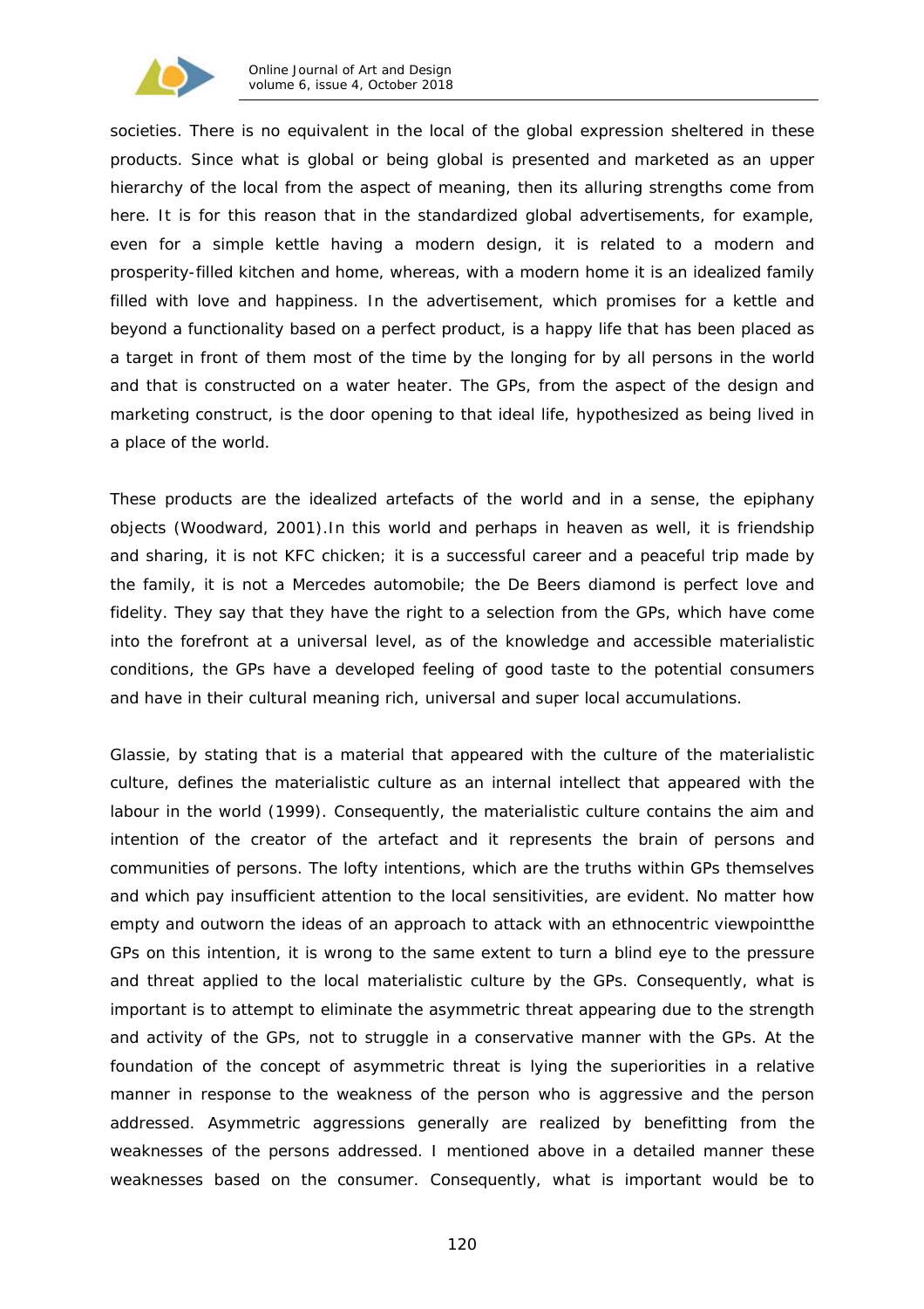societies. There is no equivalent in the local of the global expression sheltered in these products. Since what is global or being global is presented and marketed as an upper hierarchy of the local from the aspect of meaning, then its alluring strengths come from here. It is for this reason that in the standardized global advertisements, for example, even for a simple kettle having a modern design, it is related to a modern and prosperity-filled kitchen and home, whereas, with a modern home it is an idealized family filled with love and happiness. In the advertisement, which promises for a kettle and beyond a functionality based on a perfect product, is a happy life that has been placed as a target in front of them most of the time by the longing for by all persons in the world and that is constructed on a water heater. The GPs, from the aspect of the design and marketing construct, is the door opening to that ideal life, hypothesized as being lived in a place of the world.

These products are the idealized artefacts of the world and in a sense, the epiphany objects (Woodward, 2001).In this world and perhaps in heaven as well, it is friendship and sharing, it is not KFC chicken; it is a successful career and a peaceful trip made by the family, it is not a Mercedes automobile; the De Beers diamond is perfect love and fidelity. They say that they have the right to a selection from the GPs, which have come into the forefront at a universal level, as of the knowledge and accessible materialistic conditions, the GPs have a developed feeling of good taste to the potential consumers and have in their cultural meaning rich, universal and super local accumulations.

Glassie, by stating that is a material that appeared with the culture of the materialistic culture, defines the materialistic culture as an internal intellect that appeared with the labour in the world (1999). Consequently, the materialistic culture contains the aim and intention of the creator of the artefact and it represents the brain of persons and communities of persons. The lofty intentions, which are the truths within GPs themselves and which pay insufficient attention to the local sensitivities, are evident. No matter how empty and outworn the ideas of an approach to attack with an ethnocentric viewpointthe GPs on this intention, it is wrong to the same extent to turn a blind eye to the pressure and threat applied to the local materialistic culture by the GPs. Consequently, what is important is to attempt to eliminate the asymmetric threat appearing due to the strength and activity of the GPs, not to struggle in a conservative manner with the GPs. At the foundation of the concept of asymmetric threat is lying the superiorities in a relative manner in response to the weakness of the person who is aggressive and the person addressed. Asymmetric aggressions generally are realized by benefitting from the weaknesses of the persons addressed. I mentioned above in a detailed manner these weaknesses based on the consumer. Consequently, what is important would be to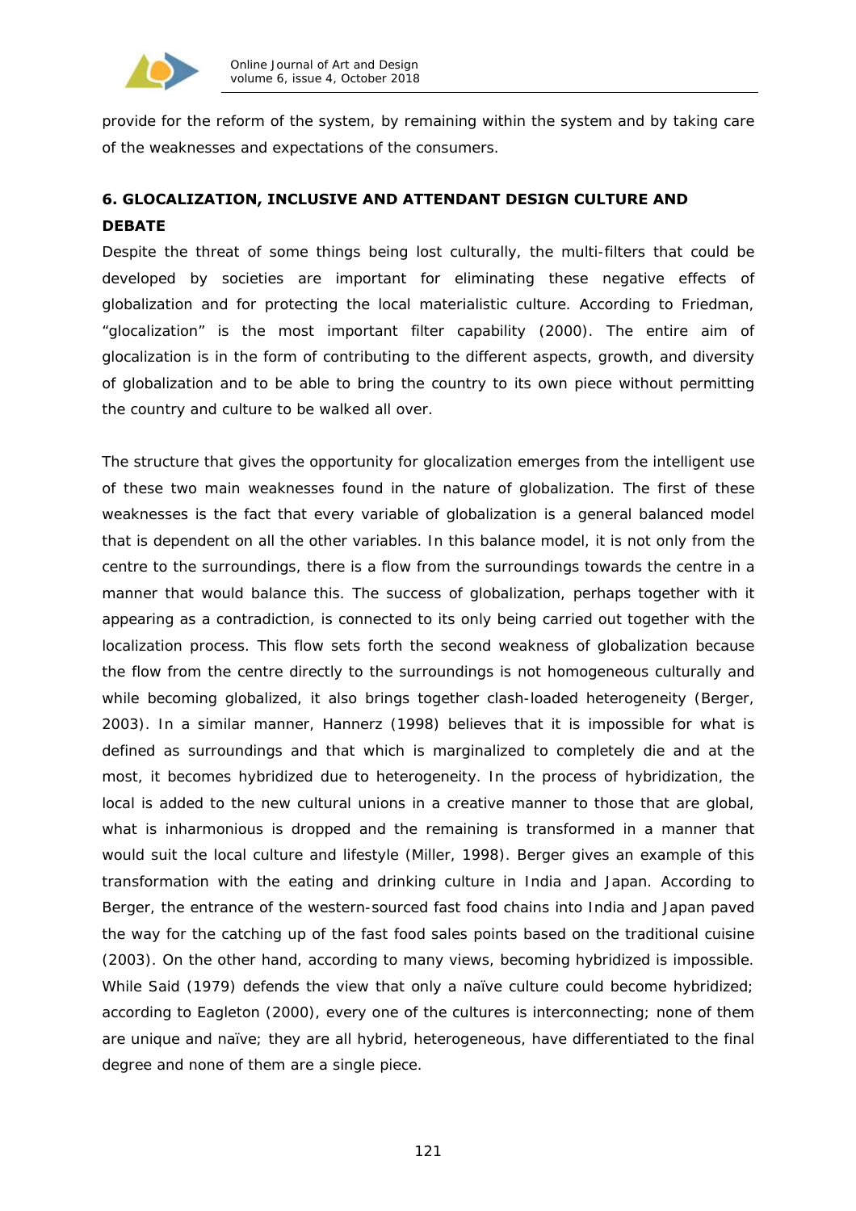provide for the reform of the system, by remaining within the system and by taking care of the weaknesses and expectations of the consumers.

## 6. GLOCALIZATION, INCLUSIVE AND ATTENDANT DESIGN CULTURE AND DEBATE

Despite the threat of some things being lost culturally, the multi-filters that could be developed by societies are important for eliminating these negative effects of globalization and for protecting the local materialistic culture. According to Friedman, "glocalization" is the most important filter capability (2000). The entire aim of glocalization is in the form of contributing to the different aspects, growth, and diversity of globalization and to be able to bring the country to its own piece without permitting the country and culture to be walked all over.

The structure that gives the opportunity for glocalization emerges from the intelligent use of these two main weaknesses found in the nature of globalization. The first of these weaknesses is the fact that every variable of globalization is a general balanced model that is dependent on all the other variables. In this balance model, it is not only from the centre to the surroundings, there is a flow from the surroundings towards the centre in a manner that would balance this. The success of globalization, perhaps together with it appearing as a contradiction, is connected to its only being carried out together with the localization process. This flow sets forth the second weakness of globalization because the flow from the centre directly to the surroundings is not homogeneous culturally and while becoming globalized, it also brings together clash-loaded heterogeneity (Berger, 2003). In a similar manner, Hannerz (1998) believes that it is impossible for what is defined as surroundings and that which is marginalized to completely die and at the most, it becomes hybridized due to heterogeneity. In the process of hybridization, the local is added to the new cultural unions in a creative manner to those that are global, what is inharmonious is dropped and the remaining is transformed in a manner that would suit the local culture and lifestyle (Miller, 1998). Berger gives an example of this transformation with the eating and drinking culture in India and Japan. According to Berger, the entrance of the western-sourced fast food chains into India and Japan paved the way for the catching up of the fast food sales points based on the traditional cuisine (2003). On the other hand, according to many views, becoming hybridized is impossible. While Said (1979) defends the view that only a naïve culture could become hybridized; according to Eagleton (2000), every one of the cultures is interconnecting; none of them are unique and naïve; they are all hybrid, heterogeneous, have differentiated to the final degree and none of them are a single piece.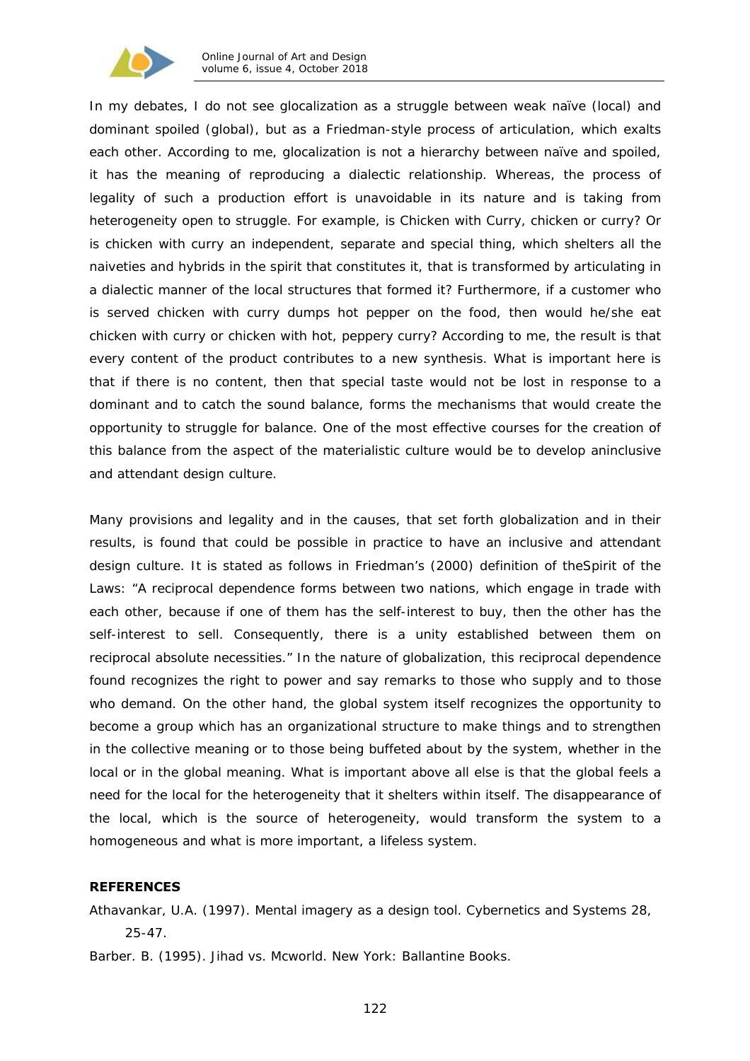In my debates, I do not see glocalization as a struggle between weak naïve (local) and dominant spoiled (global), but as a Friedman-style process of articulation, which exalts each other. According to me, glocalization is not a hierarchy between naïve and spoiled, it has the meaning of reproducing a dialectic relationship. Whereas, the process of legality of such a production effort is unavoidable in its nature and is taking from heterogeneity open to struggle. For example, is Chicken with Curry, chicken or curry? Or is chicken with curry an independent, separate and special thing, which shelters all the naiveties and hybrids in the spirit that constitutes it, that is transformed by articulating in a dialectic manner of the local structures that formed it? Furthermore, if a customer who is served chicken with curry dumps hot pepper on the food, then would he/she eat chicken with curry or chicken with hot, peppery curry? According to me, the result is that every content of the product contributes to a new synthesis. What is important here is that if there is no content, then that special taste would not be lost in response to a dominant and to catch the sound balance, forms the mechanisms that would create the opportunity to struggle for balance. One of the most effective courses for the creation of this balance from the aspect of the materialistic culture would be to develop aninclusive and attendant design culture.

Many provisions and legality and in the causes, that set forth globalization and in their results, is found that could be possible in practice to have an inclusive and attendant design culture. It is stated as follows in Friedman's (2000) definition of theSpirit of the Laws: "A reciprocal dependence forms between two nations, which engage in trade with each other, because if one of them has the self-interest to buy, then the other has the self-interest to sell. Consequently, there is a unity established between them on reciprocal absolute necessities." In the nature of globalization, this reciprocal dependence found recognizes the right to power and say remarks to those who supply and to those who demand. On the other hand, the global system itself recognizes the opportunity to become a group which has an organizational structure to make things and to strengthen in the collective meaning or to those being buffeted about by the system, whether in the local or in the global meaning. What is important above all else is that the global feels a need for the local for the heterogeneity that it shelters within itself. The disappearance of the local, which is the source of heterogeneity, would transform the system to a homogeneous and what is more important, a lifeless system.

## REFERENCES

Athavankar, U.A. (1997). Mental imagery as a design tool. Cybernetics and Systems 28, 25-47.

Barber. B. (1995). Jihad vs. Mcworld. New York: Ballantine Books.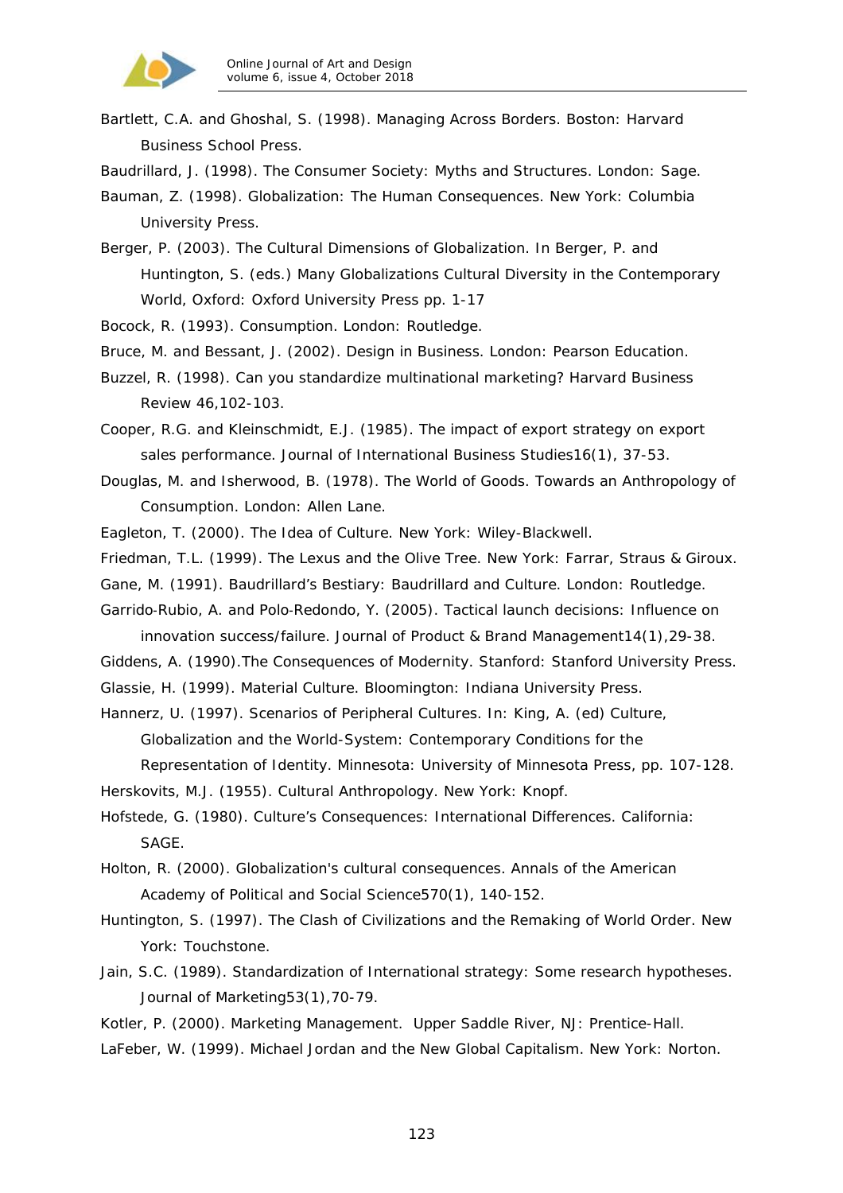Bartlett, C.A. and Ghoshal, S. (1998). Managing Across Borders. Boston: Harvard Business School Press.

Baudrillard, J. (1998). The Consumer Society: Myths and Structures. London: Sage.

Bauman, Z. (1998). Globalization: The Human Consequences. New York: Columbia University Press.

Berger, P. (2003). The Cultural Dimensions of Globalization. In Berger, P. and Huntington, S. (eds.) Many Globalizations Cultural Diversity in the Contemporary World, Oxford: Oxford University Press pp. 1-17

Bocock, R. (1993). Consumption. London: Routledge.

Bruce, M. and Bessant, J. (2002). Design in Business. London: Pearson Education.

Buzzel, R. (1998). Can you standardize multinational marketing? Harvard Business Review 46,102-103.

Cooper, R.G. and Kleinschmidt, E.J. (1985). The impact of export strategy on export sales performance. Journal of International Business Studies16(1), 37-53.

Douglas, M. and Isherwood, B. (1978). The World of Goods. Towards an Anthropology of Consumption. London: Allen Lane.

Eagleton, T. (2000). The Idea of Culture. New York: Wiley-Blackwell.

Friedman, T.L. (1999). The Lexus and the Olive Tree. New York: Farrar, Straus & Giroux.

Gane, M. (1991). Baudrillard's Bestiary: Baudrillard and Culture. London: Routledge.

Garrido-Rubio, A. and Polo-Redondo, Y. (2005). Tactical launch decisions: Influence on innovation success/failure. Journal of Product & Brand Management14(1),29-38.

Giddens, A. (1990).The Consequences of Modernity. Stanford: Stanford University Press.

Glassie, H. (1999). Material Culture. Bloomington: Indiana University Press.

Hannerz, U. (1997). Scenarios of Peripheral Cultures. In: King, A. (ed) Culture, Globalization and the World-System: Contemporary Conditions for the Representation of Identity. Minnesota: University of Minnesota Press, pp. 107-128.

Herskovits, M.J. (1955). Cultural Anthropology. New York: Knopf.

Hofstede, G. (1980). Culture's Consequences: International Differences. California: SAGE.

Holton, R. (2000). Globalization's cultural consequences. Annals of the American Academy of Political and Social Science570(1), 140-152.

Huntington, S. (1997). The Clash of Civilizations and the Remaking of World Order. New York: Touchstone.

Jain, S.C. (1989). Standardization of International strategy: Some research hypotheses. Journal of Marketing53(1),70-79.

Kotler, P. (2000). Marketing Management. Upper Saddle River, NJ: Prentice-Hall.

LaFeber, W. (1999). Michael Jordan and the New Global Capitalism. New York: Norton.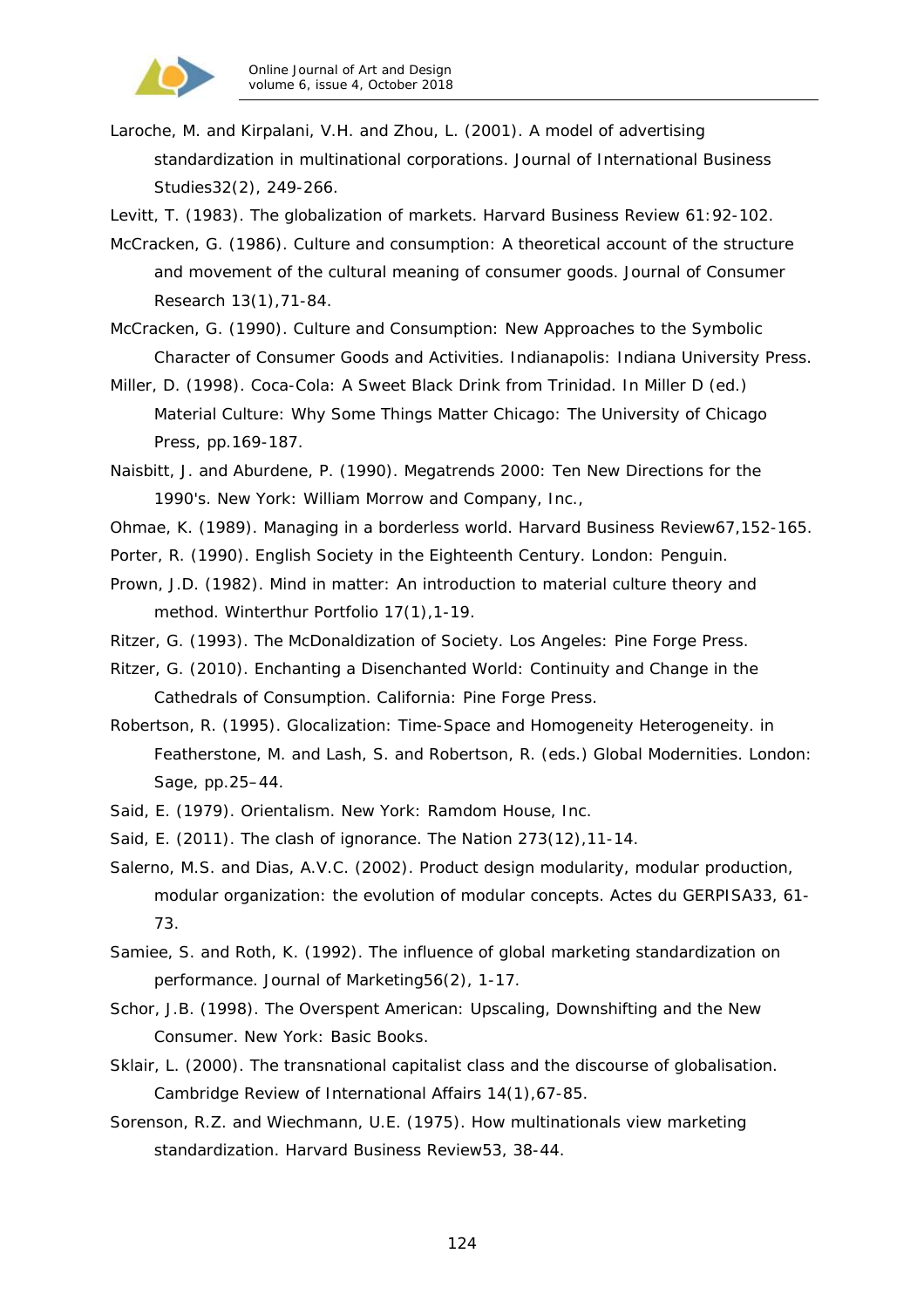Laroche, M. and Kirpalani, V.H. and Zhou, L. (2001). A model of advertising standardization in multinational corporations. Journal of International Business Studies32(2), 249-266.

Levitt, T. (1983). The globalization of markets. Harvard Business Review 61:92-102.

McCracken, G. (1986). Culture and consumption: A theoretical account of the structure and movement of the cultural meaning of consumer goods. Journal of Consumer Research 13(1),71-84.

McCracken, G. (1990). Culture and Consumption: New Approaches to the Symbolic Character of Consumer Goods and Activities. Indianapolis: Indiana University Press.

Miller, D. (1998). Coca-Cola: A Sweet Black Drink from Trinidad. In Miller D (ed.) Material Culture: Why Some Things Matter Chicago: The University of Chicago Press, pp.169-187.

Naisbitt, J. and Aburdene, P. (1990). Megatrends 2000: Ten New Directions for the 1990's. New York: William Morrow and Company, Inc.,

Ohmae, K. (1989). Managing in a borderless world. Harvard Business Review67,152-165.

Porter, R. (1990). English Society in the Eighteenth Century. London: Penguin.

Prown, J.D. (1982). Mind in matter: An introduction to material culture theory and method. Winterthur Portfolio 17(1),1-19.

Ritzer, G. (1993). The McDonaldization of Society. Los Angeles: Pine Forge Press.

Ritzer, G. (2010). Enchanting a Disenchanted World: Continuity and Change in the Cathedrals of Consumption. California: Pine Forge Press.

Robertson, R. (1995). Glocalization: Time-Space and Homogeneity Heterogeneity. in Featherstone, M. and Lash, S. and Robertson, R. (eds.) Global Modernities. London: Sage, pp.25–44.

Said, E. (1979). Orientalism. New York: Ramdom House, Inc.

Said, E. (2011). The clash of ignorance. The Nation 273(12),11-14.

Salerno, M.S. and Dias, A.V.C. (2002). Product design modularity, modular production, modular organization: the evolution of modular concepts. Actes du GERPISA33, 61-73.

Samiee, S. and Roth, K. (1992). The influence of global marketing standardization on performance. Journal of Marketing56(2), 1-17.

Schor, J.B. (1998). The Overspent American: Upscaling, Downshifting and the New Consumer. New York: Basic Books.

Sklair, L. (2000). The transnational capitalist class and the discourse of globalisation. Cambridge Review of International Affairs 14(1),67-85.

Sorenson, R.Z. and Wiechmann, U.E. (1975). How multinationals view marketing standardization. Harvard Business Review53, 38-44.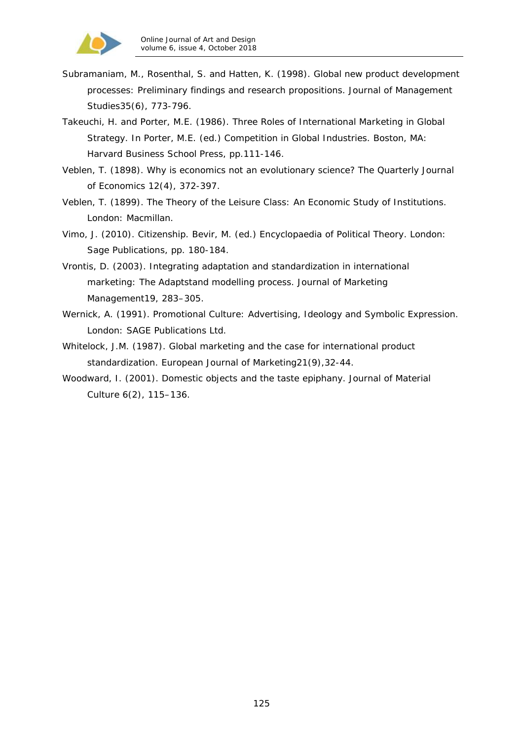Subramaniam, M., Rosenthal, S. and Hatten, K. (1998). Global new product development processes: Preliminary findings and research propositions. Journal of Management Studies35(6), 773-796.

Takeuchi, H. and Porter, M.E. (1986). Three Roles of International Marketing in Global Strategy. In Porter, M.E. (ed.) Competition in Global Industries. Boston, MA: Harvard Business School Press, pp.111-146.

Veblen, T. (1898). Why is economics not an evolutionary science? The Quarterly Journal of Economics 12(4), 372-397.

Veblen, T. (1899). The Theory of the Leisure Class: An Economic Study of Institutions. London: Macmillan.

Vimo, J. (2010). Citizenship. Bevir, M. (ed.) Encyclopaedia of Political Theory. London: Sage Publications, pp. 180-184.

Vrontis, D. (2003). Integrating adaptation and standardization in international marketing: The Adaptstand modelling process. Journal of Marketing Management19, 283–305.

Wernick, A. (1991). Promotional Culture: Advertising, Ideology and Symbolic Expression. London: SAGE Publications Ltd.

Whitelock, J.M. (1987). Global marketing and the case for international product standardization. European Journal of Marketing21(9),32-44.

Woodward, I. (2001). Domestic objects and the taste epiphany. Journal of Material Culture 6(2), 115–136.